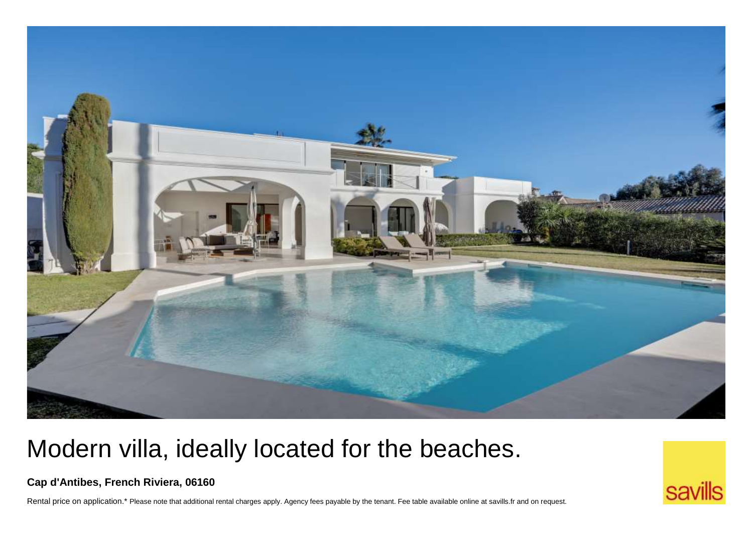# Modern villa, ideally located for the beaches.

**Cap d'Antibes, French Riviera, 06160**

Rental price on application.* Please note that additional rental charges apply. Agency fees payable by the tenant. Fee table available online at savills.fr and on request.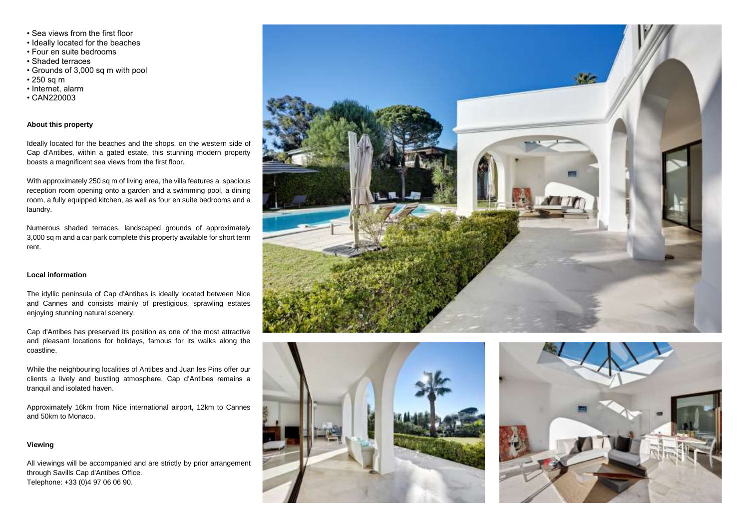- Sea views from the first floor
- Ideally located for the beaches
- Four en suite bedrooms
- Shaded terraces
- Grounds of 3,000 sq m with pool
- 250 sq m
- Internet, alarm
- CAN220003

**About this property**

Ideally located for the beaches and the shops, on the western side of Cap d'Antibes, within a gated estate, this stunning modern property boasts a magnificent sea views from the first floor.

With approximately 250 sq m of living area, the villa features a spacious reception room opening onto a garden and a swimming pool, a dining room, a fully equipped kitchen, as well as four en suite bedrooms and a laundry.

Numerous shaded terraces, landscaped grounds of approximately 3,000 sq m and a car park complete this property available for short term rent.

**Local information**

The idyllic peninsula of Cap d'Antibes is ideally located between Nice and Cannes and consists mainly of prestigious, sprawling estates enjoying stunning natural scenery.

Cap d'Antibes has preserved its position as one of the most attractive and pleasant locations for holidays, famous for its walks along the coastline.

While the neighbouring localities of Antibes and Juan les Pins offer our clients a lively and bustling atmosphere, Cap d'Antibes remains a tranquil and isolated haven.

Approximately 16km from Nice international airport, 12km to Cannes and 50km to Monaco.

**Viewing**

All viewings will be accompanied and are strictly by prior arrangement through Savills Cap d'Antibes Office.
Telephone: +33 (0)4 97 06 06 90.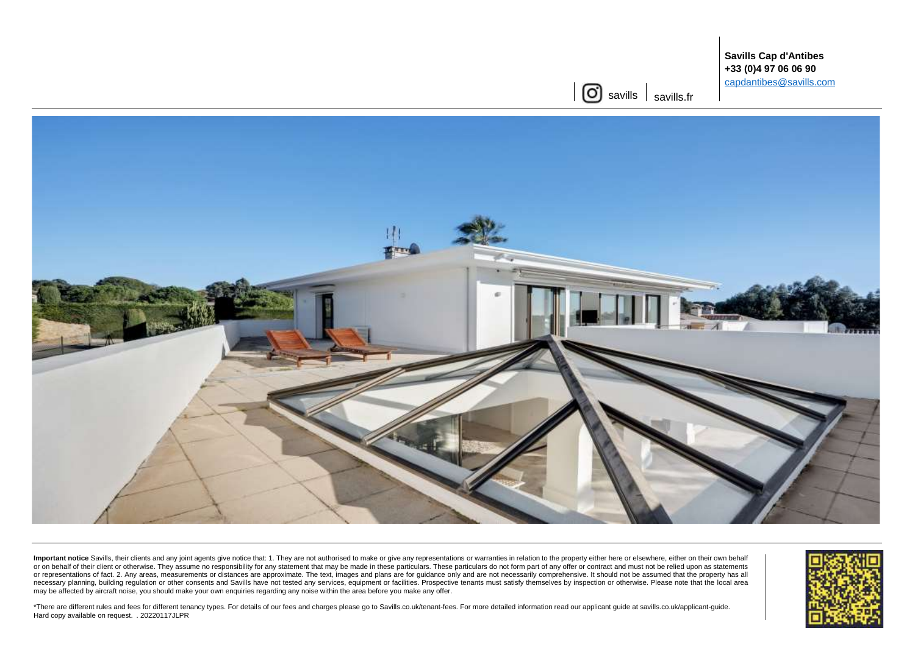**Savills Cap d'Antibes**
**+33 (0)4 97 06 06 90**
capdantibes@savills.com

savills | savills.fr

**Important notice** Savills, their clients and any joint agents give notice that: 1. They are not authorised to make or give any representations or warranties in relation to the property either here or elsewhere, either on their own behalf or on behalf of their client or otherwise. They assume no responsibility for any statement that may be made in these particulars. These particulars do not form part of any offer or contract and must not be relied upon as statements or representations of fact. 2. Any areas, measurements or distances are approximate. The text, images and plans are for guidance only and are not necessarily comprehensive. It should not be assumed that the property has all necessary planning, building regulation or other consents and Savills have not tested any services, equipment or facilities. Prospective tenants must satisfy themselves by inspection or otherwise. Please note that the local area may be affected by aircraft noise, you should make your own enquiries regarding any noise within the area before you make any offer.

*There are different rules and fees for different tenancy types. For details of our fees and charges please go to Savills.co.uk/tenant-fees. For more detailed information read our applicant guide at savills.co.uk/applicant-guide. Hard copy available on request. . 20220117JLPR